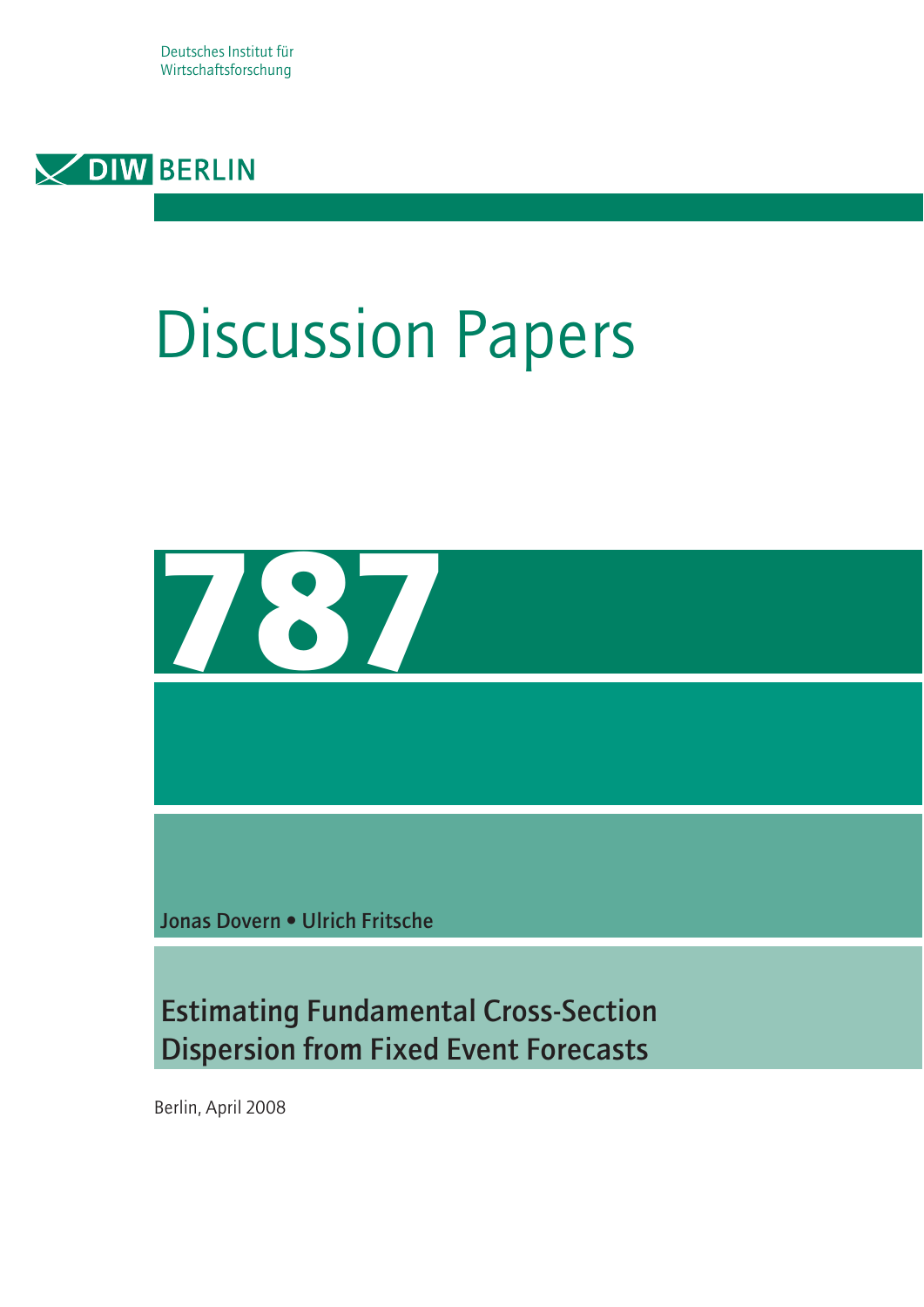Deutsches Institut für Wirtschaftsforschung

DIW BERLIN

# Discussion Papers

# 787

Jonas Dovern • Ulrich Fritsche

## Estimating Fundamental Cross-Section Dispersion from Fixed Event Forecasts

Berlin, April 2008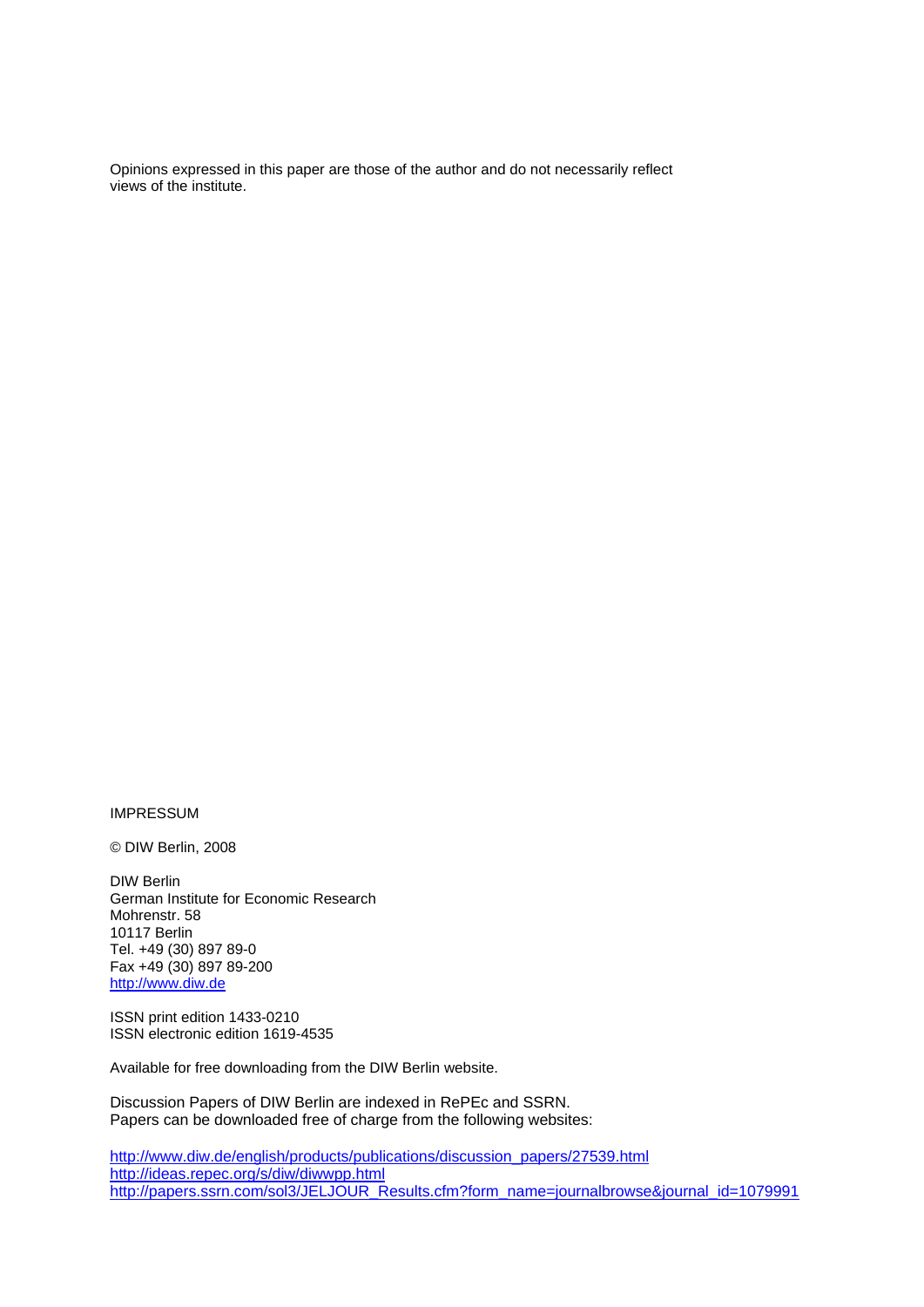Opinions expressed in this paper are those of the author and do not necessarily reflect views of the institute.

IMPRESSUM

© DIW Berlin, 2008

DIW Berlin
German Institute for Economic Research
Mohrenstr. 58
10117 Berlin
Tel. +49 (30) 897 89-0
Fax +49 (30) 897 89-200
http://www.diw.de

ISSN print edition 1433-0210
ISSN electronic edition 1619-4535

Available for free downloading from the DIW Berlin website.

Discussion Papers of DIW Berlin are indexed in RePEc and SSRN.
Papers can be downloaded free of charge from the following websites:

http://www.diw.de/english/products/publications/discussion_papers/27539.html
http://ideas.repec.org/s/diw/diwwpp.html
http://papers.ssrn.com/sol3/JELJOUR_Results.cfm?form_name=journalbrowse&journal_id=1079991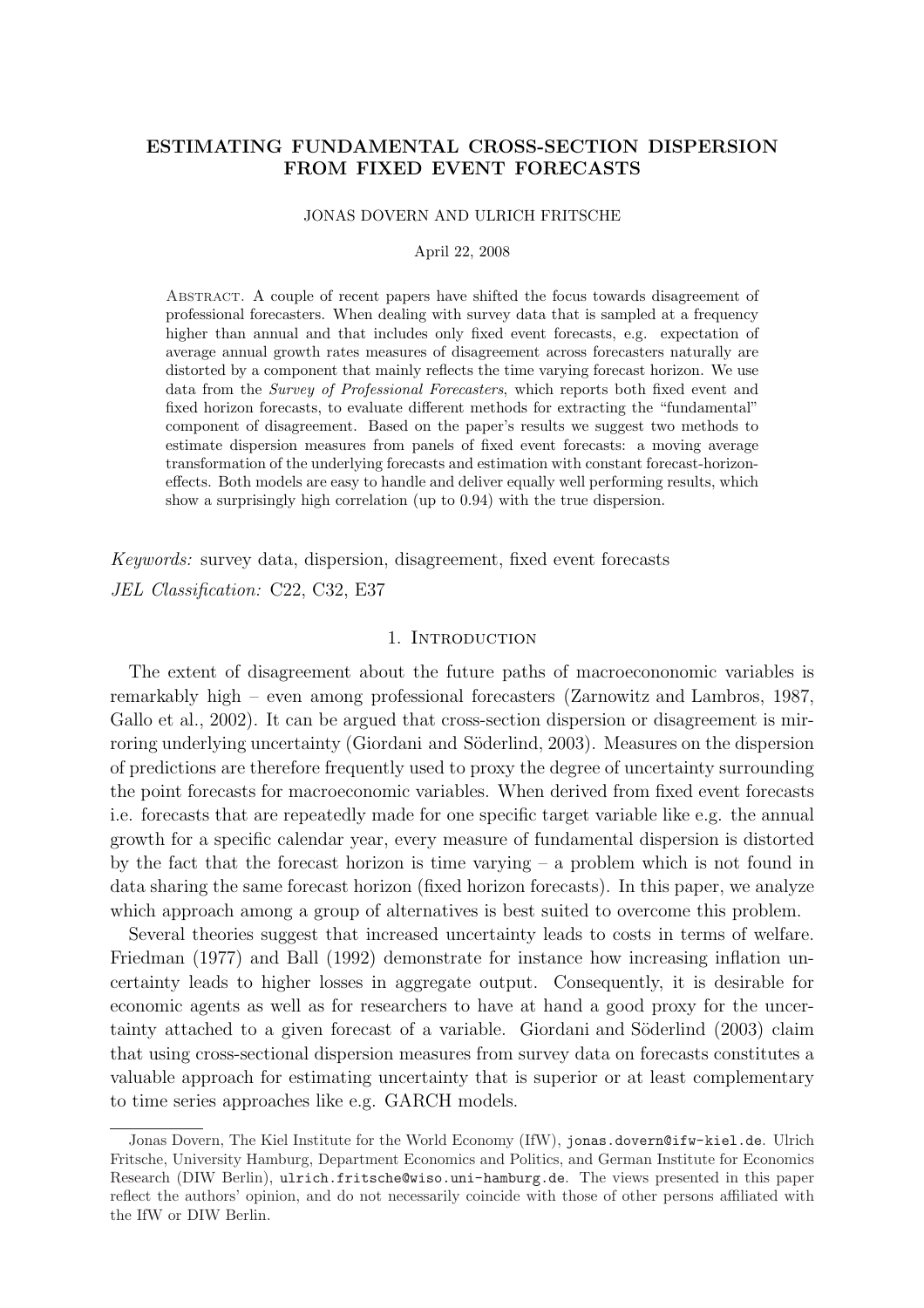# ESTIMATING FUNDAMENTAL CROSS-SECTION DISPERSION FROM FIXED EVENT FORECASTS

JONAS DOVERN AND ULRICH FRITSCHE

April 22, 2008

Abstract. A couple of recent papers have shifted the focus towards disagreement of professional forecasters. When dealing with survey data that is sampled at a frequency higher than annual and that includes only fixed event forecasts, e.g. expectation of average annual growth rates measures of disagreement across forecasters naturally are distorted by a component that mainly reflects the time varying forecast horizon. We use data from the *Survey of Professional Forecasters*, which reports both fixed event and fixed horizon forecasts, to evaluate different methods for extracting the "fundamental" component of disagreement. Based on the paper's results we suggest two methods to estimate dispersion measures from panels of fixed event forecasts: a moving average transformation of the underlying forecasts and estimation with constant forecast-horizon-effects. Both models are easy to handle and deliver equally well performing results, which show a surprisingly high correlation (up to 0.94) with the true dispersion.

*Keywords:* survey data, dispersion, disagreement, fixed event forecasts

*JEL Classification:* C22, C32, E37

## 1. Introduction

The extent of disagreement about the future paths of macroecononomic variables is remarkably high – even among professional forecasters (Zarnowitz and Lambros, 1987, Gallo et al., 2002). It can be argued that cross-section dispersion or disagreement is mirroring underlying uncertainty (Giordani and Söderlind, 2003). Measures on the dispersion of predictions are therefore frequently used to proxy the degree of uncertainty surrounding the point forecasts for macroeconomic variables. When derived from fixed event forecasts i.e. forecasts that are repeatedly made for one specific target variable like e.g. the annual growth for a specific calendar year, every measure of fundamental dispersion is distorted by the fact that the forecast horizon is time varying – a problem which is not found in data sharing the same forecast horizon (fixed horizon forecasts). In this paper, we analyze which approach among a group of alternatives is best suited to overcome this problem.

Several theories suggest that increased uncertainty leads to costs in terms of welfare. Friedman (1977) and Ball (1992) demonstrate for instance how increasing inflation uncertainty leads to higher losses in aggregate output. Consequently, it is desirable for economic agents as well as for researchers to have at hand a good proxy for the uncertainty attached to a given forecast of a variable. Giordani and Söderlind (2003) claim that using cross-sectional dispersion measures from survey data on forecasts constitutes a valuable approach for estimating uncertainty that is superior or at least complementary to time series approaches like e.g. GARCH models.

---

Jonas Dovern, The Kiel Institute for the World Economy (IfW), jonas.dovern@ifw-kiel.de. Ulrich Fritsche, University Hamburg, Department Economics and Politics, and German Institute for Economics Research (DIW Berlin), ulrich.fritsche@wiso.uni-hamburg.de. The views presented in this paper reflect the authors' opinion, and do not necessarily coincide with those of other persons affiliated with the IfW or DIW Berlin.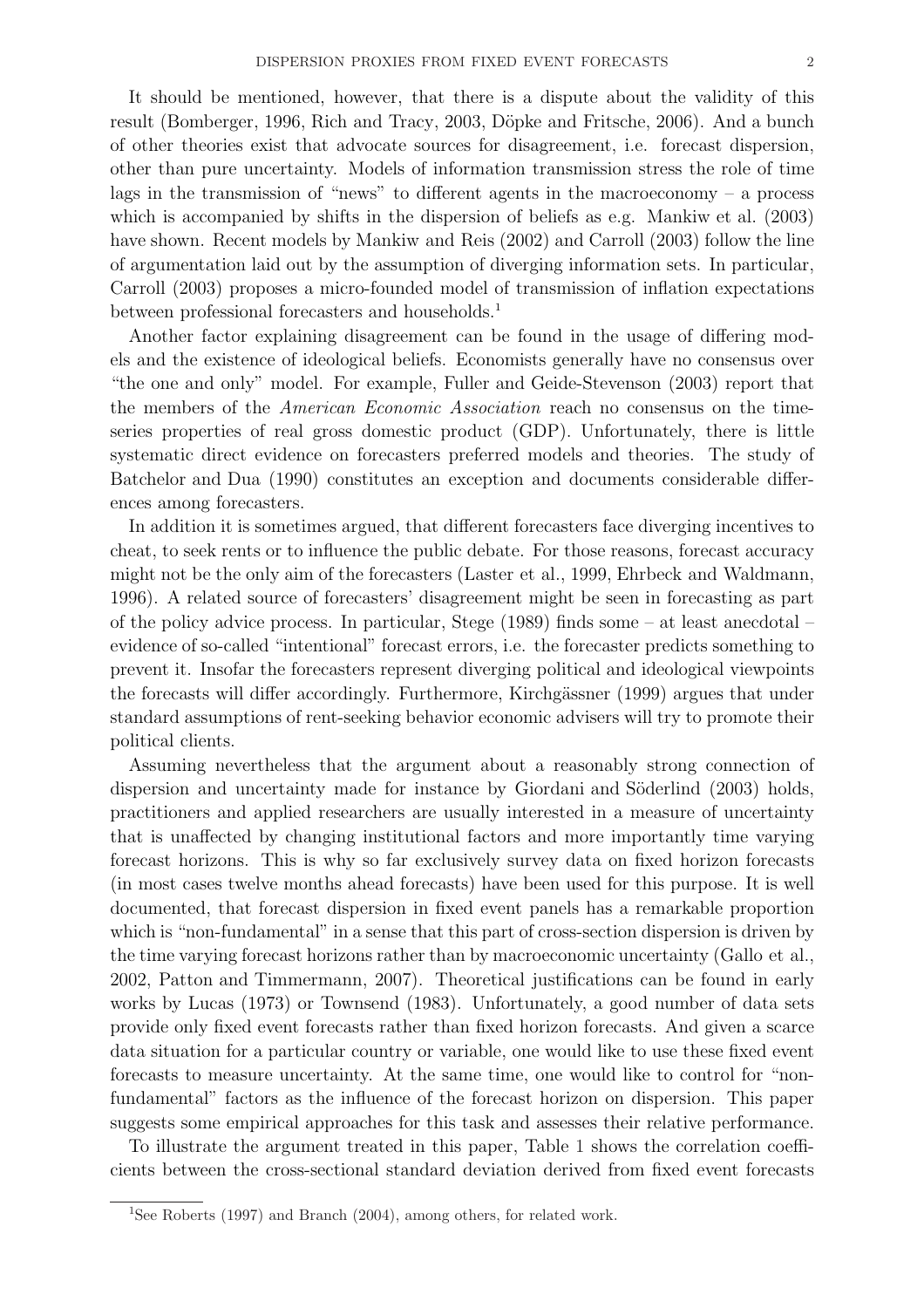It should be mentioned, however, that there is a dispute about the validity of this result (Bomberger, 1996, Rich and Tracy, 2003, Döpke and Fritsche, 2006). And a bunch of other theories exist that advocate sources for disagreement, i.e. forecast dispersion, other than pure uncertainty. Models of information transmission stress the role of time lags in the transmission of "news" to different agents in the macroeconomy – a process which is accompanied by shifts in the dispersion of beliefs as e.g. Mankiw et al. (2003) have shown. Recent models by Mankiw and Reis (2002) and Carroll (2003) follow the line of argumentation laid out by the assumption of diverging information sets. In particular, Carroll (2003) proposes a micro-founded model of transmission of inflation expectations between professional forecasters and households.[1]

Another factor explaining disagreement can be found in the usage of differing models and the existence of ideological beliefs. Economists generally have no consensus over "the one and only" model. For example, Fuller and Geide-Stevenson (2003) report that the members of the *American Economic Association* reach no consensus on the time-series properties of real gross domestic product (GDP). Unfortunately, there is little systematic direct evidence on forecasters preferred models and theories. The study of Batchelor and Dua (1990) constitutes an exception and documents considerable differences among forecasters.

In addition it is sometimes argued, that different forecasters face diverging incentives to cheat, to seek rents or to influence the public debate. For those reasons, forecast accuracy might not be the only aim of the forecasters (Laster et al., 1999, Ehrbeck and Waldmann, 1996). A related source of forecasters' disagreement might be seen in forecasting as part of the policy advice process. In particular, Stege (1989) finds some – at least anecdotal – evidence of so-called "intentional" forecast errors, i.e. the forecaster predicts something to prevent it. Insofar the forecasters represent diverging political and ideological viewpoints the forecasts will differ accordingly. Furthermore, Kirchgässner (1999) argues that under standard assumptions of rent-seeking behavior economic advisers will try to promote their political clients.

Assuming nevertheless that the argument about a reasonably strong connection of dispersion and uncertainty made for instance by Giordani and Söderlind (2003) holds, practitioners and applied researchers are usually interested in a measure of uncertainty that is unaffected by changing institutional factors and more importantly time varying forecast horizons. This is why so far exclusively survey data on fixed horizon forecasts (in most cases twelve months ahead forecasts) have been used for this purpose. It is well documented, that forecast dispersion in fixed event panels has a remarkable proportion which is "non-fundamental" in a sense that this part of cross-section dispersion is driven by the time varying forecast horizons rather than by macroeconomic uncertainty (Gallo et al., 2002, Patton and Timmermann, 2007). Theoretical justifications can be found in early works by Lucas (1973) or Townsend (1983). Unfortunately, a good number of data sets provide only fixed event forecasts rather than fixed horizon forecasts. And given a scarce data situation for a particular country or variable, one would like to use these fixed event forecasts to measure uncertainty. At the same time, one would like to control for "non-fundamental" factors as the influence of the forecast horizon on dispersion. This paper suggests some empirical approaches for this task and assesses their relative performance.

To illustrate the argument treated in this paper, Table 1 shows the correlation coefficients between the cross-sectional standard deviation derived from fixed event forecasts

[1] See Roberts (1997) and Branch (2004), among others, for related work.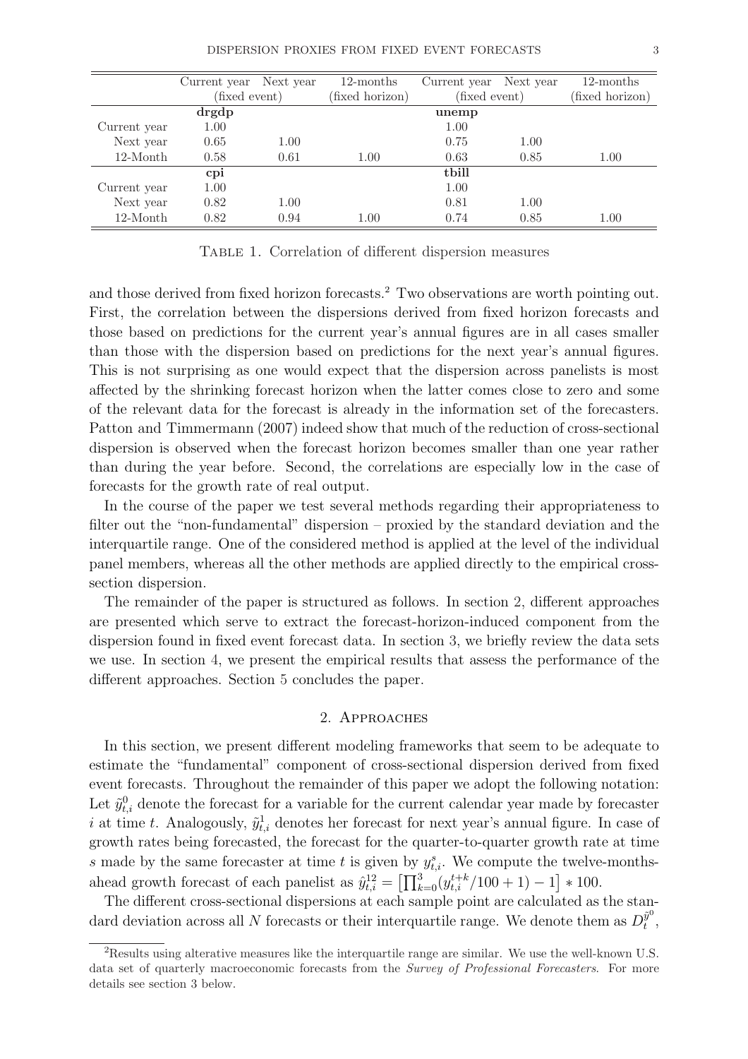| | Current year | Next year | 12-months | Current year | Next year | 12-months |
|---|---|---|---|---|---|---|
| | (fixed event) | | (fixed horizon) | (fixed event) | | (fixed horizon) |
| | **drgdp** | | | **unemp** | | |
| Current year | 1.00 | | | 1.00 | | |
| Next year | 0.65 | 1.00 | | 0.75 | 1.00 | |
| 12-Month | 0.58 | 0.61 | 1.00 | 0.63 | 0.85 | 1.00 |
| | **cpi** | | | **tbill** | | |
| Current year | 1.00 | | | 1.00 | | |
| Next year | 0.82 | 1.00 | | 0.81 | 1.00 | |
| 12-Month | 0.82 | 0.94 | 1.00 | 0.74 | 0.85 | 1.00 |

TABLE 1. Correlation of different dispersion measures

and those derived from fixed horizon forecasts.[2] Two observations are worth pointing out. First, the correlation between the dispersions derived from fixed horizon forecasts and those based on predictions for the current year's annual figures are in all cases smaller than those with the dispersion based on predictions for the next year's annual figures. This is not surprising as one would expect that the dispersion across panelists is most affected by the shrinking forecast horizon when the latter comes close to zero and some of the relevant data for the forecast is already in the information set of the forecasters. Patton and Timmermann (2007) indeed show that much of the reduction of cross-sectional dispersion is observed when the forecast horizon becomes smaller than one year rather than during the year before. Second, the correlations are especially low in the case of forecasts for the growth rate of real output.

In the course of the paper we test several methods regarding their appropriateness to filter out the "non-fundamental" dispersion – proxied by the standard deviation and the interquartile range. One of the considered method is applied at the level of the individual panel members, whereas all the other methods are applied directly to the empirical cross-section dispersion.

The remainder of the paper is structured as follows. In section 2, different approaches are presented which serve to extract the forecast-horizon-induced component from the dispersion found in fixed event forecast data. In section 3, we briefly review the data sets we use. In section 4, we present the empirical results that assess the performance of the different approaches. Section 5 concludes the paper.

## 2. Approaches

In this section, we present different modeling frameworks that seem to be adequate to estimate the "fundamental" component of cross-sectional dispersion derived from fixed event forecasts. Throughout the remainder of this paper we adopt the following notation: Let $\tilde{y}^0_{t,i}$ denote the forecast for a variable for the current calendar year made by forecaster $i$ at time $t$. Analogously, $\tilde{y}^1_{t,i}$ denotes her forecast for next year's annual figure. In case of growth rates being forecasted, the forecast for the quarter-to-quarter growth rate at time $s$ made by the same forecaster at time $t$ is given by $y^s_{t,i}$. We compute the twelve-months-ahead growth forecast of each panelist as $\hat{y}^{12}_{t,i} = \left[\prod_{k=0}^{3}(y^{t+k}_{t,i}/100+1)-1\right]*100$.

The different cross-sectional dispersions at each sample point are calculated as the standard deviation across all $N$ forecasts or their interquartile range. We denote them as $D^{\tilde{y}^0}_t$,

[2] Results using alterative measures like the interquartile range are similar. We use the well-known U.S. data set of quarterly macroeconomic forecasts from the *Survey of Professional Forecasters*. For more details see section 3 below.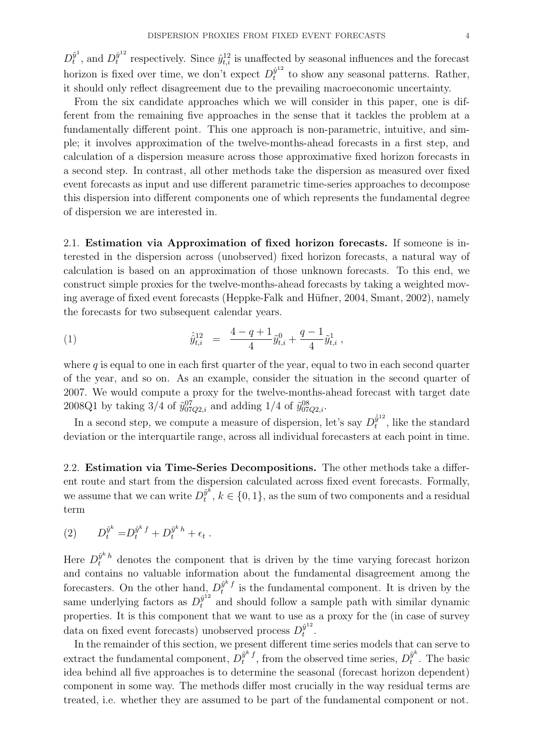$D_t^{\tilde{y}^1}$, and $D_t^{\hat{y}^{12}}$ respectively. Since $\hat{y}_{t,i}^{12}$ is unaffected by seasonal influences and the forecast horizon is fixed over time, we don't expect $D_t^{\hat{y}^{12}}$ to show any seasonal patterns. Rather, it should only reflect disagreement due to the prevailing macroeconomic uncertainty.

From the six candidate approaches which we will consider in this paper, one is different from the remaining five approaches in the sense that it tackles the problem at a fundamentally different point. This one approach is non-parametric, intuitive, and simple; it involves approximation of the twelve-months-ahead forecasts in a first step, and calculation of a dispersion measure across those approximative fixed horizon forecasts in a second step. In contrast, all other methods take the dispersion as measured over fixed event forecasts as input and use different parametric time-series approaches to decompose this dispersion into different components one of which represents the fundamental degree of dispersion we are interested in.

**2.1. Estimation via Approximation of fixed horizon forecasts.** If someone is interested in the dispersion across (unobserved) fixed horizon forecasts, a natural way of calculation is based on an approximation of those unknown forecasts. To this end, we construct simple proxies for the twelve-months-ahead forecasts by taking a weighted moving average of fixed event forecasts (Heppke-Falk and Hüfner, 2004, Smant, 2002), namely the forecasts for two subsequent calendar years.

$$
\hat{\hat{y}}_{t,i}^{12} \;=\; \frac{4-q+1}{4}\tilde{y}_{t,i}^{0} + \frac{q-1}{4}\tilde{y}_{t,i}^{1}\,, \tag{1}
$$

where $q$ is equal to one in each first quarter of the year, equal to two in each second quarter of the year, and so on. As an example, consider the situation in the second quarter of 2007. We would compute a proxy for the twelve-months-ahead forecast with target date 2008Q1 by taking 3/4 of $\tilde{y}_{07Q2,i}^{07}$ and adding 1/4 of $\tilde{y}_{07Q2,i}^{08}$.

In a second step, we compute a measure of dispersion, let's say $D_t^{\hat{\hat{y}}^{12}}$, like the standard deviation or the interquartile range, across all individual forecasters at each point in time.

**2.2. Estimation via Time-Series Decompositions.** The other methods take a different route and start from the dispersion calculated across fixed event forecasts. Formally, we assume that we can write $D_t^{\tilde{y}^k}$, $k \in \{0,1\}$, as the sum of two components and a residual term

$$
D_t^{\tilde{y}^k} = D_t^{\tilde{y}^k\,f} + D_t^{\tilde{y}^k\,h} + \epsilon_t\,. \tag{2}
$$

Here $D_t^{\tilde{y}^k\,h}$ denotes the component that is driven by the time varying forecast horizon and contains no valuable information about the fundamental disagreement among the forecasters. On the other hand, $D_t^{\tilde{y}^k\,f}$ is the fundamental component. It is driven by the same underlying factors as $D_t^{\hat{y}^{12}}$ and should follow a sample path with similar dynamic properties. It is this component that we want to use as a proxy for the (in case of survey data on fixed event forecasts) unobserved process $D_t^{\hat{y}^{12}}$.

In the remainder of this section, we present different time series models that can serve to extract the fundamental component, $D_t^{\tilde{y}^k\,f}$, from the observed time series, $D_t^{\tilde{y}^k}$. The basic idea behind all five approaches is to determine the seasonal (forecast horizon dependent) component in some way. The methods differ most crucially in the way residual terms are treated, i.e. whether they are assumed to be part of the fundamental component or not.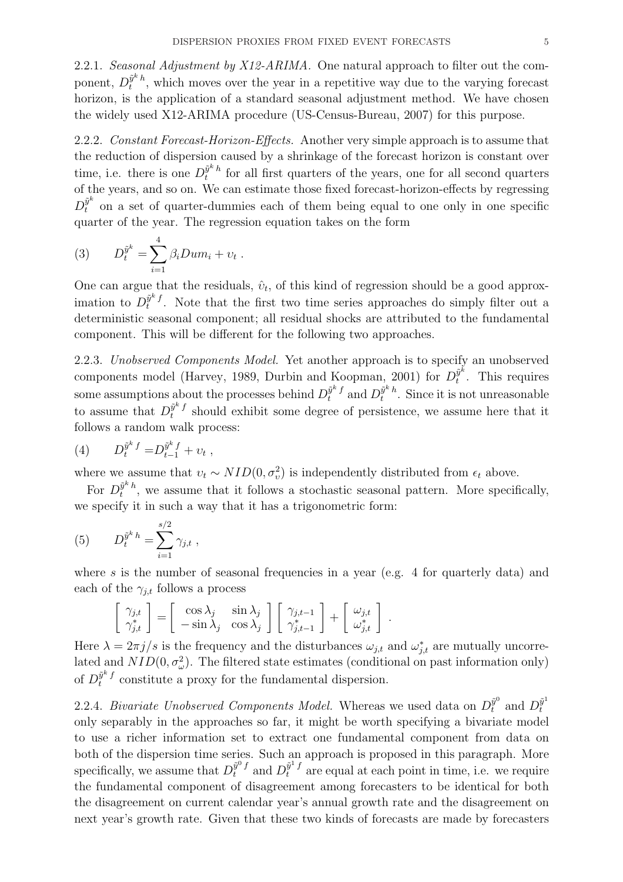2.2.1. *Seasonal Adjustment by X12-ARIMA.* One natural approach to filter out the component, $D_t^{\tilde{y}^k h}$, which moves over the year in a repetitive way due to the varying forecast horizon, is the application of a standard seasonal adjustment method. We have chosen the widely used X12-ARIMA procedure (US-Census-Bureau, 2007) for this purpose.

2.2.2. *Constant Forecast-Horizon-Effects.* Another very simple approach is to assume that the reduction of dispersion caused by a shrinkage of the forecast horizon is constant over time, i.e. there is one $D_t^{\tilde{y}^k h}$ for all first quarters of the years, one for all second quarters of the years, and so on. We can estimate those fixed forecast-horizon-effects by regressing $D_t^{\tilde{y}^k}$ on a set of quarter-dummies each of them being equal to one only in one specific quarter of the year. The regression equation takes on the form

$$(3) \qquad D_t^{\tilde{y}^k} = \sum_{i=1}^{4} \beta_i Dum_i + \upsilon_t \; .$$

One can argue that the residuals, $\hat{\upsilon}_t$, of this kind of regression should be a good approximation to $D_t^{\tilde{y}^k f}$. Note that the first two time series approaches do simply filter out a deterministic seasonal component; all residual shocks are attributed to the fundamental component. This will be different for the following two approaches.

2.2.3. *Unobserved Components Model.* Yet another approach is to specify an unobserved components model (Harvey, 1989, Durbin and Koopman, 2001) for $D_t^{\tilde{y}^k}$. This requires some assumptions about the processes behind $D_t^{\tilde{y}^k f}$ and $D_t^{\tilde{y}^k h}$. Since it is not unreasonable to assume that $D_t^{\tilde{y}^k f}$ should exhibit some degree of persistence, we assume here that it follows a random walk process:

$$(4) \qquad D_t^{\tilde{y}^k f} = D_{t-1}^{\tilde{y}^k f} + \upsilon_t \; ,$$

where we assume that $\upsilon_t \sim NID(0, \sigma_\upsilon^2)$ is independently distributed from $\epsilon_t$ above.

For $D_t^{\tilde{y}^k h}$, we assume that it follows a stochastic seasonal pattern. More specifically, we specify it in such a way that it has a trigonometric form:

$$(5) \qquad D_t^{\tilde{y}^k h} = \sum_{i=1}^{s/2} \gamma_{j,t} \; ,$$

where $s$ is the number of seasonal frequencies in a year (e.g. 4 for quarterly data) and each of the $\gamma_{j,t}$ follows a process

$$\begin{bmatrix} \gamma_{j,t} \\ \gamma_{j,t}^* \end{bmatrix} = \begin{bmatrix} \cos\lambda_j & \sin\lambda_j \\ -\sin\lambda_j & \cos\lambda_j \end{bmatrix} \begin{bmatrix} \gamma_{j,t-1} \\ \gamma_{j,t-1}^* \end{bmatrix} + \begin{bmatrix} \omega_{j,t} \\ \omega_{j,t}^* \end{bmatrix} .$$

Here $\lambda = 2\pi j/s$ is the frequency and the disturbances $\omega_{j,t}$ and $\omega_{j,t}^*$ are mutually uncorrelated and $NID(0, \sigma_\omega^2)$. The filtered state estimates (conditional on past information only) of $D_t^{\tilde{y}^k f}$ constitute a proxy for the fundamental dispersion.

2.2.4. *Bivariate Unobserved Components Model.* Whereas we used data on $D_t^{\tilde{y}^0}$ and $D_t^{\tilde{y}^1}$ only separably in the approaches so far, it might be worth specifying a bivariate model to use a richer information set to extract one fundamental component from data on both of the dispersion time series. Such an approach is proposed in this paragraph. More specifically, we assume that $D_t^{\tilde{y}^0 f}$ and $D_t^{\tilde{y}^1 f}$ are equal at each point in time, i.e. we require the fundamental component of disagreement among forecasters to be identical for both the disagreement on current calendar year's annual growth rate and the disagreement on next year's growth rate. Given that these two kinds of forecasts are made by forecasters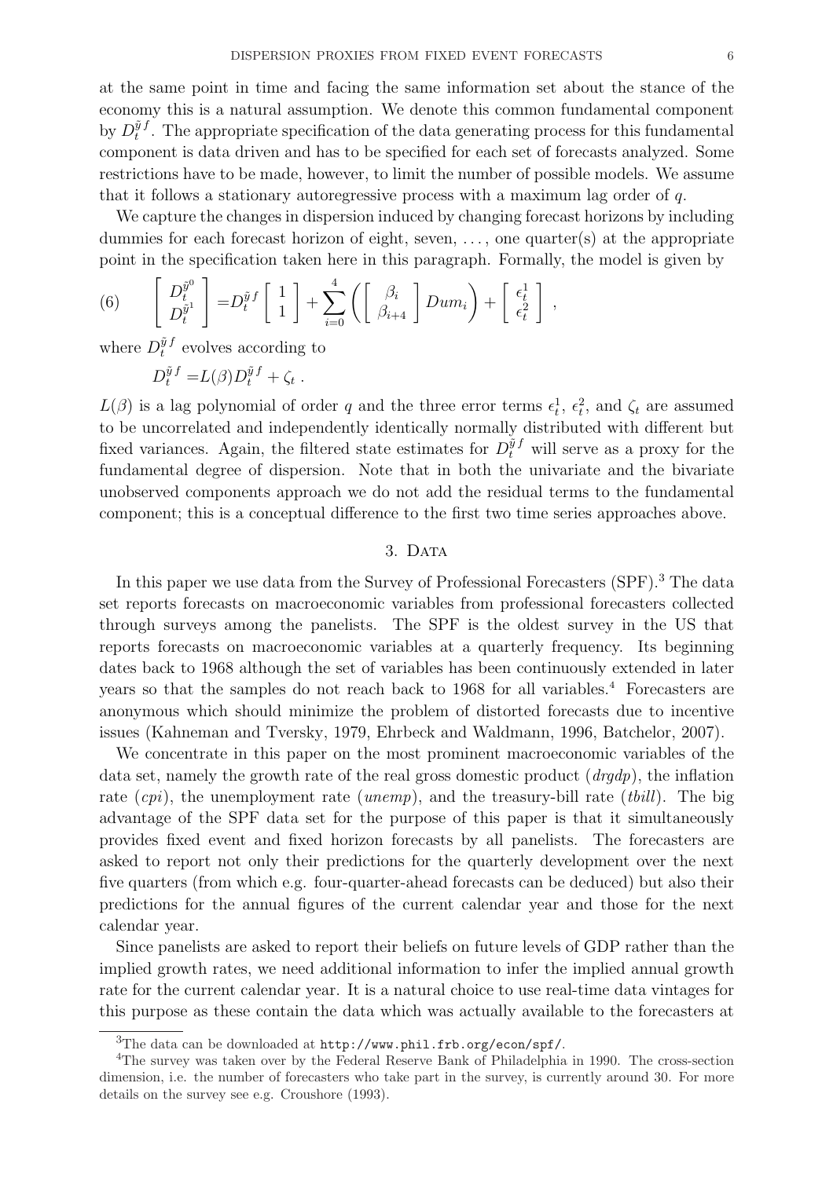at the same point in time and facing the same information set about the stance of the economy this is a natural assumption. We denote this common fundamental component by $D_t^{\tilde{y}f}$. The appropriate specification of the data generating process for this fundamental component is data driven and has to be specified for each set of forecasts analyzed. Some restrictions have to be made, however, to limit the number of possible models. We assume that it follows a stationary autoregressive process with a maximum lag order of $q$.

We capture the changes in dispersion induced by changing forecast horizons by including dummies for each forecast horizon of eight, seven, ..., one quarter(s) at the appropriate point in the specification taken here in this paragraph. Formally, the model is given by

$$
(6) \qquad \begin{bmatrix} D_t^{\tilde{y}^0} \\ D_t^{\tilde{y}^1} \end{bmatrix} = D_t^{\tilde{y}f} \begin{bmatrix} 1 \\ 1 \end{bmatrix} + \sum_{i=0}^{4} \left( \begin{bmatrix} \beta_i \\ \beta_{i+4} \end{bmatrix} Dum_i \right) + \begin{bmatrix} \epsilon_t^1 \\ \epsilon_t^2 \end{bmatrix} ,
$$

where $D_t^{\tilde{y}f}$ evolves according to

$$
D_t^{\tilde{y}f} = L(\beta) D_t^{\tilde{y}f} + \zeta_t \, .
$$

$L(\beta)$ is a lag polynomial of order $q$ and the three error terms $\epsilon_t^1$, $\epsilon_t^2$, and $\zeta_t$ are assumed to be uncorrelated and independently identically normally distributed with different but fixed variances. Again, the filtered state estimates for $D_t^{\tilde{y}f}$ will serve as a proxy for the fundamental degree of dispersion. Note that in both the univariate and the bivariate unobserved components approach we do not add the residual terms to the fundamental component; this is a conceptual difference to the first two time series approaches above.

## 3. Data

In this paper we use data from the Survey of Professional Forecasters (SPF).[3] The data set reports forecasts on macroeconomic variables from professional forecasters collected through surveys among the panelists. The SPF is the oldest survey in the US that reports forecasts on macroeconomic variables at a quarterly frequency. Its beginning dates back to 1968 although the set of variables has been continuously extended in later years so that the samples do not reach back to 1968 for all variables.[4] Forecasters are anonymous which should minimize the problem of distorted forecasts due to incentive issues (Kahneman and Tversky, 1979, Ehrbeck and Waldmann, 1996, Batchelor, 2007).

We concentrate in this paper on the most prominent macroeconomic variables of the data set, namely the growth rate of the real gross domestic product (*drgdp*), the inflation rate (*cpi*), the unemployment rate (*unemp*), and the treasury-bill rate (*tbill*). The big advantage of the SPF data set for the purpose of this paper is that it simultaneously provides fixed event and fixed horizon forecasts by all panelists. The forecasters are asked to report not only their predictions for the quarterly development over the next five quarters (from which e.g. four-quarter-ahead forecasts can be deduced) but also their predictions for the annual figures of the current calendar year and those for the next calendar year.

Since panelists are asked to report their beliefs on future levels of GDP rather than the implied growth rates, we need additional information to infer the implied annual growth rate for the current calendar year. It is a natural choice to use real-time data vintages for this purpose as these contain the data which was actually available to the forecasters at

[3] The data can be downloaded at `http://www.phil.frb.org/econ/spf/`.

[4] The survey was taken over by the Federal Reserve Bank of Philadelphia in 1990. The cross-section dimension, i.e. the number of forecasters who take part in the survey, is currently around 30. For more details on the survey see e.g. Croushore (1993).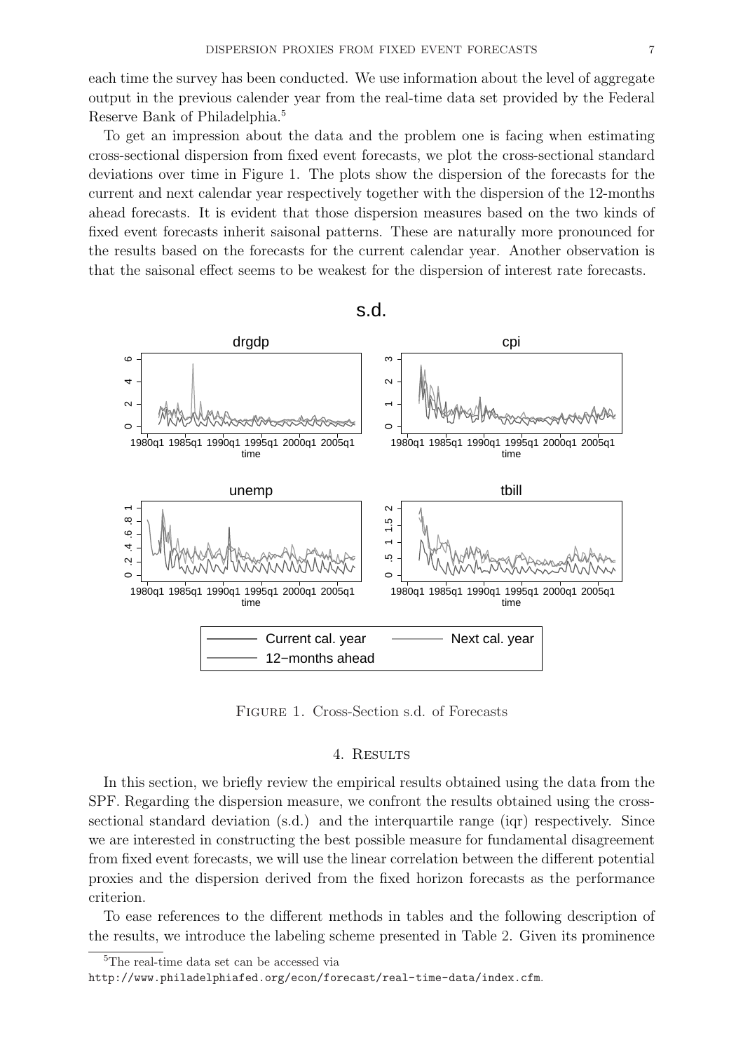each time the survey has been conducted. We use information about the level of aggregate output in the previous calender year from the real-time data set provided by the Federal Reserve Bank of Philadelphia.[5]

To get an impression about the data and the problem one is facing when estimating cross-sectional dispersion from fixed event forecasts, we plot the cross-sectional standard deviations over time in Figure 1. The plots show the dispersion of the forecasts for the current and next calendar year respectively together with the dispersion of the 12-months ahead forecasts. It is evident that those dispersion measures based on the two kinds of fixed event forecasts inherit saisonal patterns. These are naturally more pronounced for the results based on the forecasts for the current calendar year. Another observation is that the saisonal effect seems to be weakest for the dispersion of interest rate forecasts.

Figure 1. Cross-Section s.d. of Forecasts

## 4. Results

In this section, we briefly review the empirical results obtained using the data from the SPF. Regarding the dispersion measure, we confront the results obtained using the cross-sectional standard deviation (s.d.) and the interquartile range (iqr) respectively. Since we are interested in constructing the best possible measure for fundamental disagreement from fixed event forecasts, we will use the linear correlation between the different potential proxies and the dispersion derived from the fixed horizon forecasts as the performance criterion.

To ease references to the different methods in tables and the following description of the results, we introduce the labeling scheme presented in Table 2. Given its prominence

[5] The real-time data set can be accessed via
http://www.philadelphiafed.org/econ/forecast/real-time-data/index.cfm.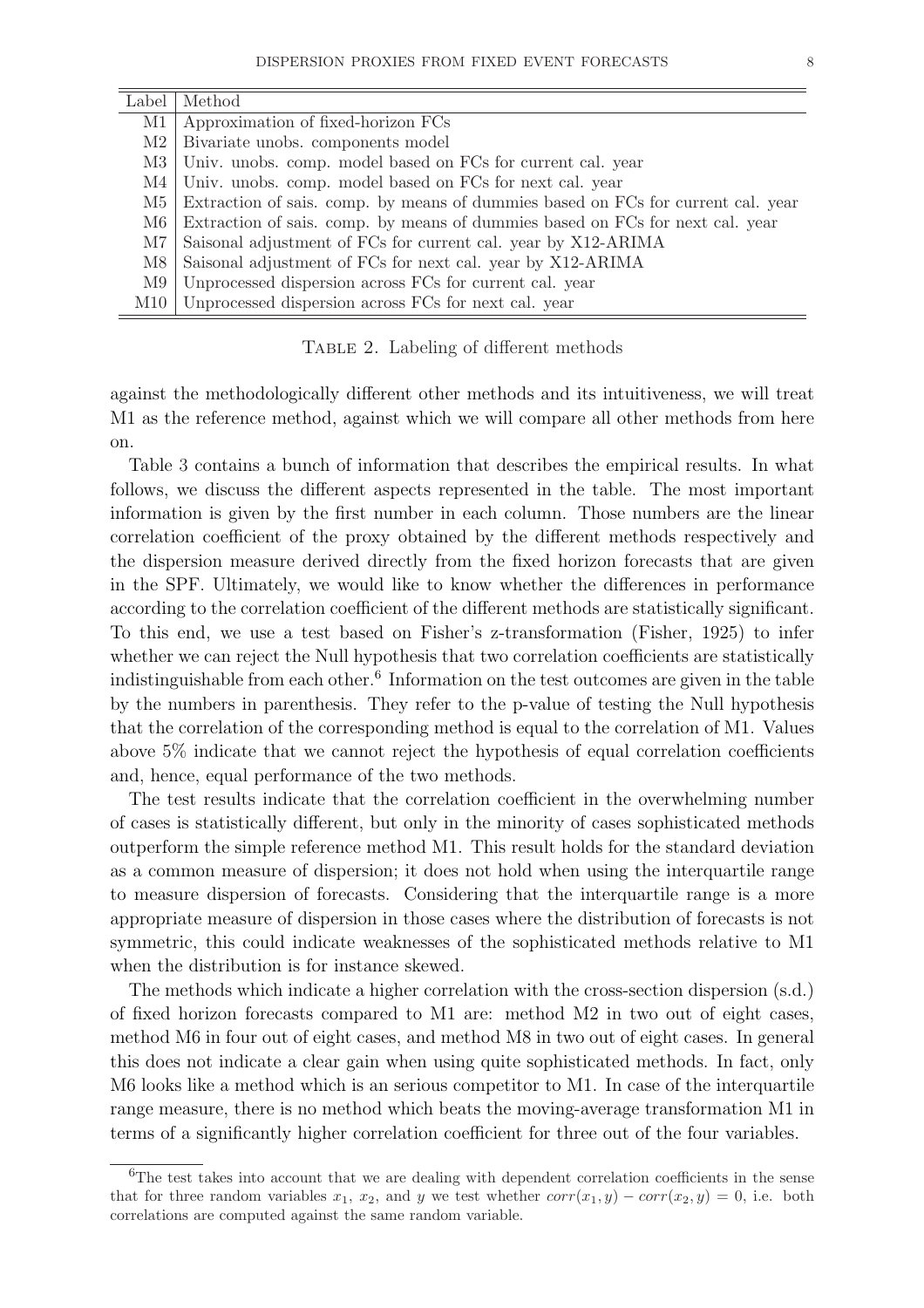| Label | Method |
|---|---|
| M1 | Approximation of fixed-horizon FCs |
| M2 | Bivariate unobs. components model |
| M3 | Univ. unobs. comp. model based on FCs for current cal. year |
| M4 | Univ. unobs. comp. model based on FCs for next cal. year |
| M5 | Extraction of sais. comp. by means of dummies based on FCs for current cal. year |
| M6 | Extraction of sais. comp. by means of dummies based on FCs for next cal. year |
| M7 | Saisonal adjustment of FCs for current cal. year by X12-ARIMA |
| M8 | Saisonal adjustment of FCs for next cal. year by X12-ARIMA |
| M9 | Unprocessed dispersion across FCs for current cal. year |
| M10 | Unprocessed dispersion across FCs for next cal. year |

Table 2. Labeling of different methods

against the methodologically different other methods and its intuitiveness, we will treat M1 as the reference method, against which we will compare all other methods from here on.

Table 3 contains a bunch of information that describes the empirical results. In what follows, we discuss the different aspects represented in the table. The most important information is given by the first number in each column. Those numbers are the linear correlation coefficient of the proxy obtained by the different methods respectively and the dispersion measure derived directly from the fixed horizon forecasts that are given in the SPF. Ultimately, we would like to know whether the differences in performance according to the correlation coefficient of the different methods are statistically significant. To this end, we use a test based on Fisher's z-transformation (Fisher, 1925) to infer whether we can reject the Null hypothesis that two correlation coefficients are statistically indistinguishable from each other.[6] Information on the test outcomes are given in the table by the numbers in parenthesis. They refer to the p-value of testing the Null hypothesis that the correlation of the corresponding method is equal to the correlation of M1. Values above 5% indicate that we cannot reject the hypothesis of equal correlation coefficients and, hence, equal performance of the two methods.

The test results indicate that the correlation coefficient in the overwhelming number of cases is statistically different, but only in the minority of cases sophisticated methods outperform the simple reference method M1. This result holds for the standard deviation as a common measure of dispersion; it does not hold when using the interquartile range to measure dispersion of forecasts. Considering that the interquartile range is a more appropriate measure of dispersion in those cases where the distribution of forecasts is not symmetric, this could indicate weaknesses of the sophisticated methods relative to M1 when the distribution is for instance skewed.

The methods which indicate a higher correlation with the cross-section dispersion (s.d.) of fixed horizon forecasts compared to M1 are: method M2 in two out of eight cases, method M6 in four out of eight cases, and method M8 in two out of eight cases. In general this does not indicate a clear gain when using quite sophisticated methods. In fact, only M6 looks like a method which is an serious competitor to M1. In case of the interquartile range measure, there is no method which beats the moving-average transformation M1 in terms of a significantly higher correlation coefficient for three out of the four variables.

[6] The test takes into account that we are dealing with dependent correlation coefficients in the sense that for three random variables $x_1$, $x_2$, and $y$ we test whether $corr(x_1, y) - corr(x_2, y) = 0$, i.e. both correlations are computed against the same random variable.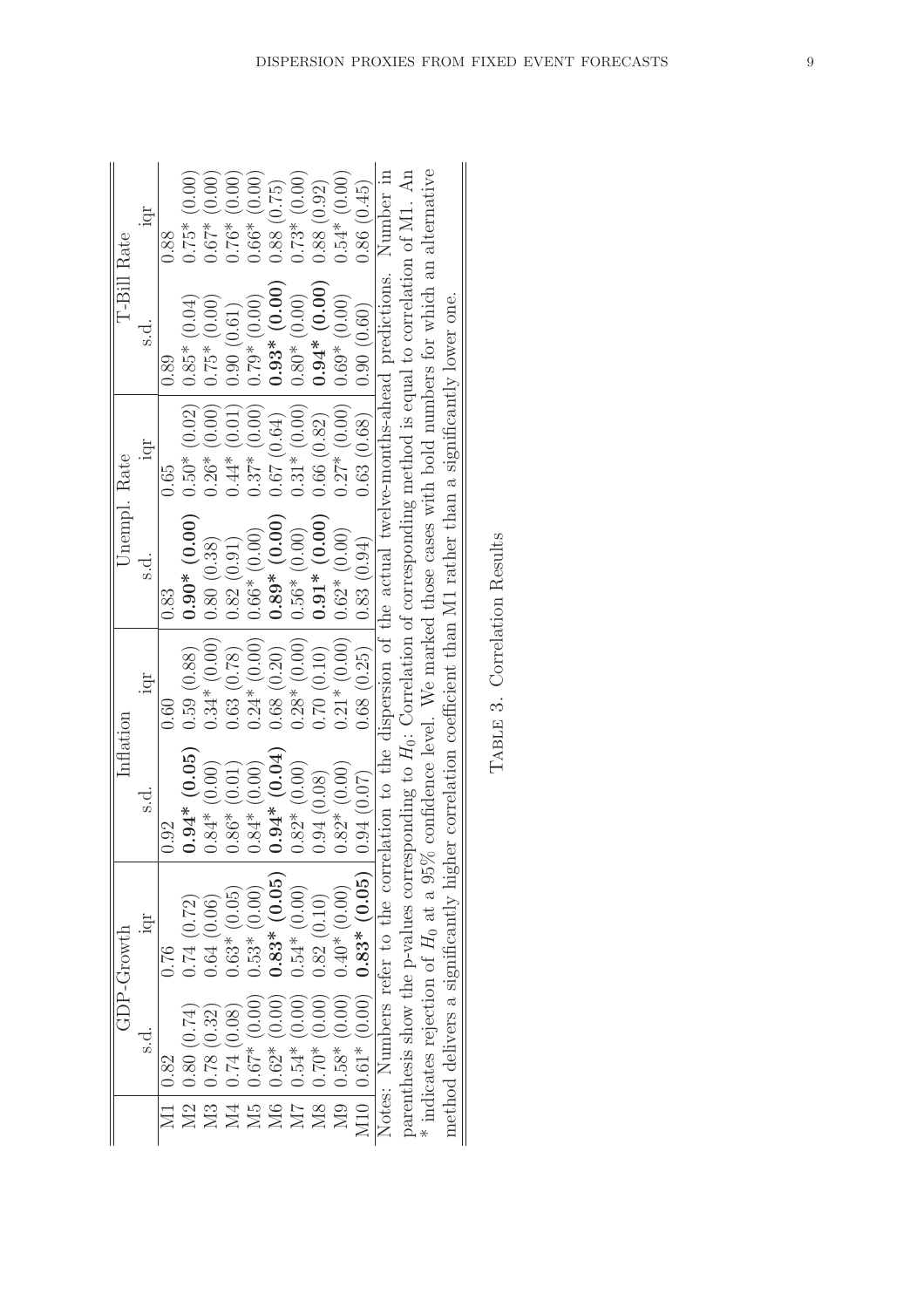|  | GDP-Growth |  | Inflation |  | Unempl. Rate |  | T-Bill Rate |  |
|---|---|---|---|---|---|---|---|---|
|  | s.d. | iqr | s.d. | iqr | s.d. | iqr | s.d. | iqr |
| M1 | 0.82 | 0.76 | 0.92 | 0.60 | 0.83 | 0.65 | 0.89 | 0.88 |
| M2 | 0.80 (0.74) | 0.74 (0.72) | **0.94* (0.05)** | 0.59 (0.88) | **0.90* (0.00)** | 0.50* (0.02) | 0.85* (0.04) | 0.75* (0.00) |
| M3 | 0.78 (0.32) | 0.64 (0.06) | 0.84* (0.00) | 0.34* (0.00) | 0.80 (0.38) | 0.26* (0.00) | 0.75* (0.00) | 0.67* (0.00) |
| M4 | 0.74 (0.08) | 0.63* (0.05) | 0.86* (0.01) | 0.63 (0.78) | 0.82 (0.91) | 0.44* (0.01) | 0.90 (0.61) | 0.76* (0.00) |
| M5 | 0.67* (0.00) | 0.53* (0.00) | 0.84* (0.00) | 0.24* (0.00) | 0.66* (0.00) | 0.37* (0.00) | 0.79* (0.00) | 0.66* (0.00) |
| M6 | 0.62* (0.00) | **0.83* (0.05)** | **0.94* (0.04)** | 0.68 (0.20) | **0.89* (0.00)** | 0.67 (0.64) | **0.93* (0.00)** | 0.88 (0.75) |
| M7 | 0.54* (0.00) | 0.54* (0.00) | 0.82* (0.00) | 0.28* (0.00) | 0.56* (0.00) | 0.31* (0.00) | 0.80* (0.00) | 0.73* (0.00) |
| M8 | 0.70* (0.00) | 0.82 (0.10) | 0.94 (0.08) | 0.70 (0.10) | **0.91* (0.00)** | 0.66 (0.82) | **0.94* (0.00)** | 0.88 (0.92) |
| M9 | 0.58* (0.00) | 0.40* (0.00) | 0.82* (0.00) | 0.21* (0.00) | 0.62* (0.00) | 0.27* (0.00) | 0.69* (0.00) | 0.54* (0.00) |
| M10 | 0.61* (0.00) | **0.83* (0.05)** | 0.94 (0.07) | 0.68 (0.25) | 0.83 (0.94) | 0.63 (0.68) | 0.90 (0.60) | 0.86 (0.45) |

Notes: Numbers refer to the correlation to the dispersion of the actual twelve-months-ahead predictions. Number in parenthesis show the p-values corresponding to $H_0$: Correlation of corresponding method is equal to correlation of M1. An * indicates rejection of $H_0$ at a 95% confidence level. We marked those cases with bold numbers for which an alternative method delivers a significantly higher correlation coefficient than M1 rather than a significantly lower one.

TABLE 3. Correlation Results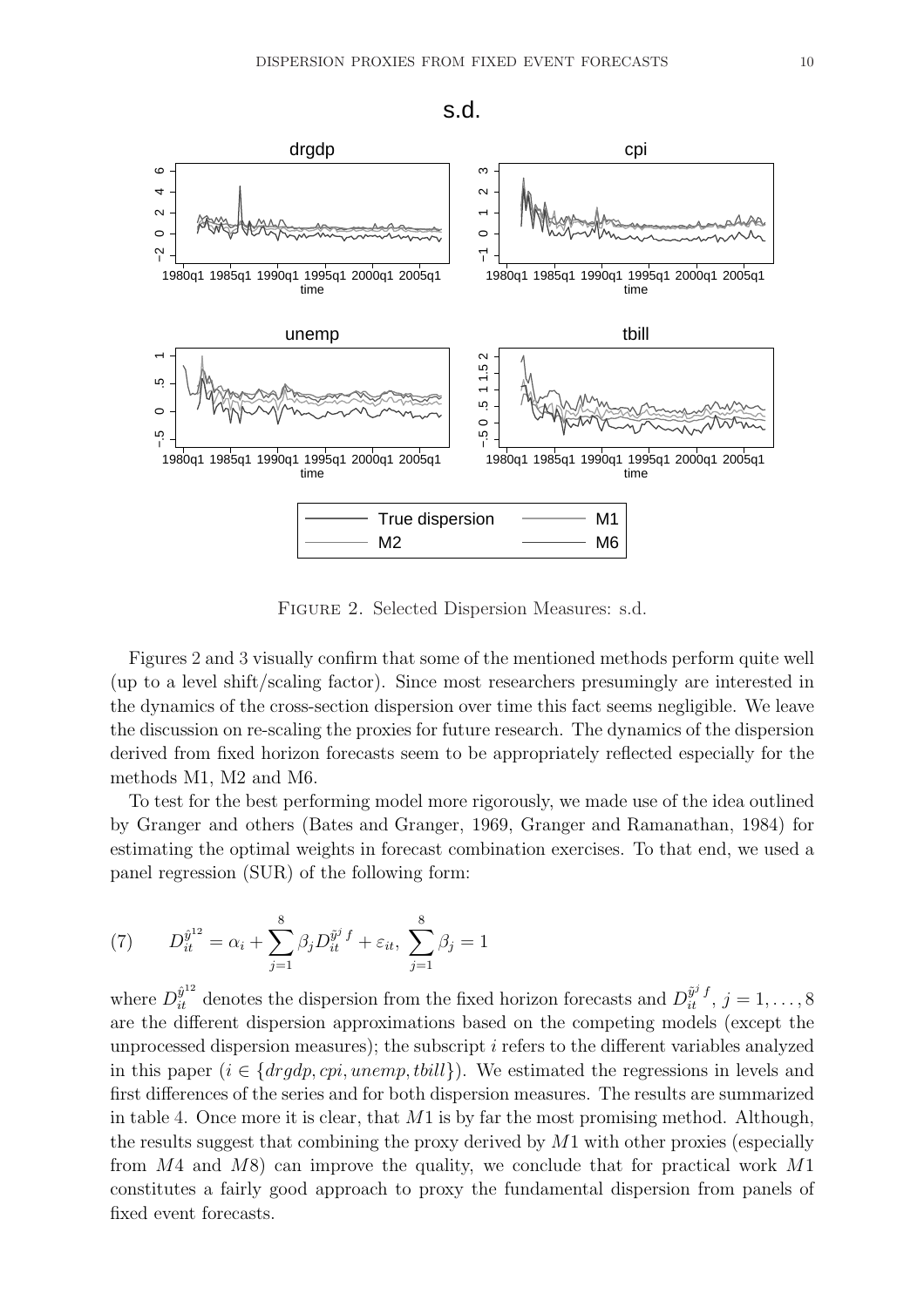Figure 2. Selected Dispersion Measures: s.d.

Figures 2 and 3 visually confirm that some of the mentioned methods perform quite well (up to a level shift/scaling factor). Since most researchers presumingly are interested in the dynamics of the cross-section dispersion over time this fact seems negligible. We leave the discussion on re-scaling the proxies for future research. The dynamics of the dispersion derived from fixed horizon forecasts seem to be appropriately reflected especially for the methods M1, M2 and M6.

To test for the best performing model more rigorously, we made use of the idea outlined by Granger and others (Bates and Granger, 1969, Granger and Ramanathan, 1984) for estimating the optimal weights in forecast combination exercises. To that end, we used a panel regression (SUR) of the following form:

$$D_{it}^{\hat{y}^{12}} = \alpha_i + \sum_{j=1}^{8} \beta_j D_{it}^{\tilde{y}^j f} + \varepsilon_{it}, \; \sum_{j=1}^{8} \beta_j = 1 \tag{7}$$

where $D_{it}^{\hat{y}^{12}}$ denotes the dispersion from the fixed horizon forecasts and $D_{it}^{\tilde{y}^j f}$, $j = 1, \ldots, 8$ are the different dispersion approximations based on the competing models (except the unprocessed dispersion measures); the subscript $i$ refers to the different variables analyzed in this paper ($i \in \{drgdp, cpi, unemp, tbill\}$). We estimated the regressions in levels and first differences of the series and for both dispersion measures. The results are summarized in table 4. Once more it is clear, that $M1$ is by far the most promising method. Although, the results suggest that combining the proxy derived by $M1$ with other proxies (especially from $M4$ and $M8$) can improve the quality, we conclude that for practical work $M1$ constitutes a fairly good approach to proxy the fundamental dispersion from panels of fixed event forecasts.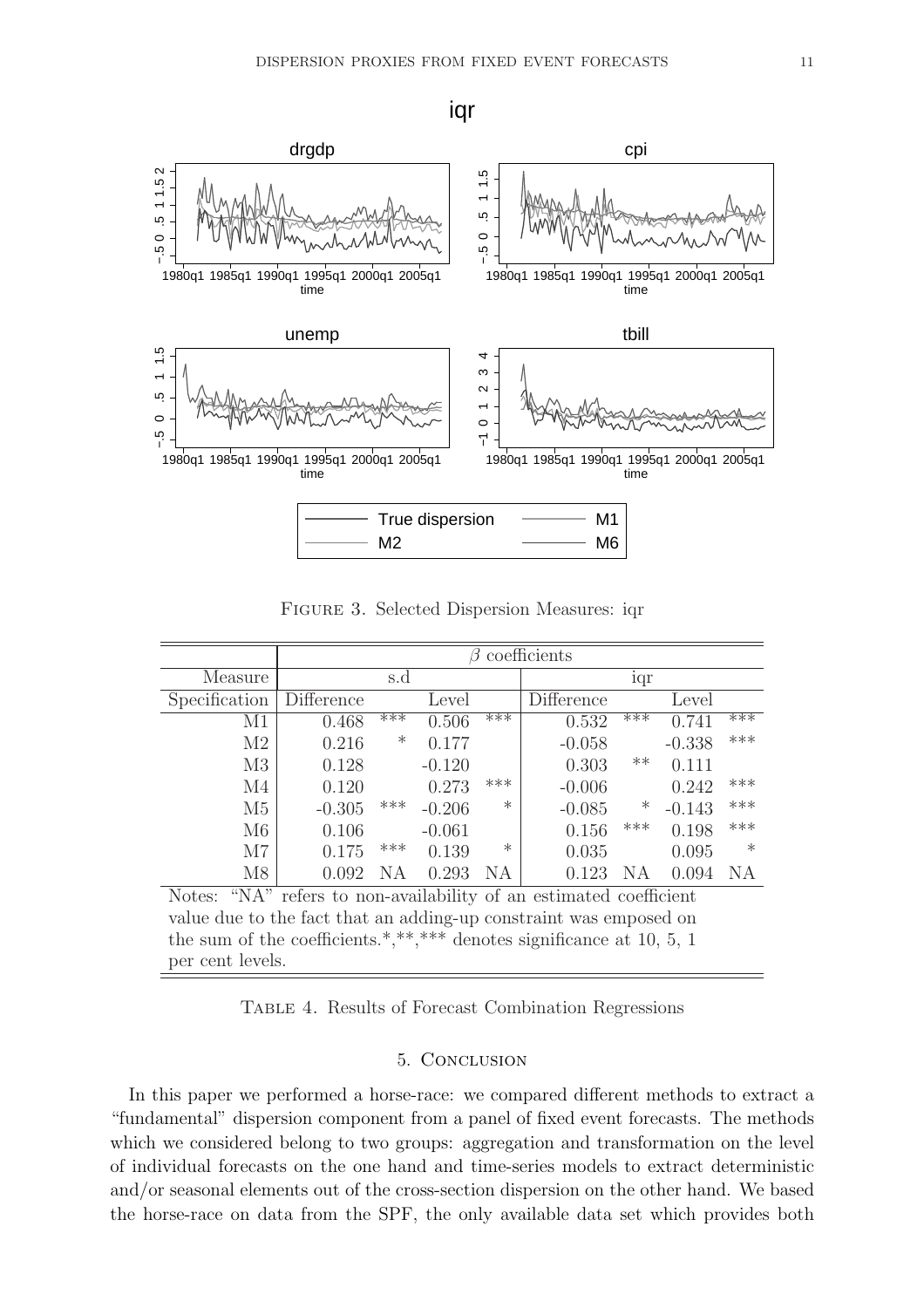Figure 3. Selected Dispersion Measures: iqr

| | β coefficients | | | | | | | |
|---|---|---|---|---|---|---|---|---|
| Measure | s.d | | | | iqr | | | |
| Specification | Difference | | Level | | Difference | | Level | |
| M1 | 0.468 | *** | 0.506 | *** | 0.532 | *** | 0.741 | *** |
| M2 | 0.216 | * | 0.177 | | -0.058 | | -0.338 | *** |
| M3 | 0.128 | | -0.120 | | 0.303 | ** | 0.111 | |
| M4 | 0.120 | | 0.273 | *** | -0.006 | | 0.242 | *** |
| M5 | -0.305 | *** | -0.206 | * | -0.085 | * | -0.143 | *** |
| M6 | 0.106 | | -0.061 | | 0.156 | *** | 0.198 | *** |
| M7 | 0.175 | *** | 0.139 | * | 0.035 | | 0.095 | * |
| M8 | 0.092 | NA | 0.293 | NA | 0.123 | NA | 0.094 | NA |

Notes: "NA" refers to non-availability of an estimated coefficient value due to the fact that an adding-up constraint was emposed on the sum of the coefficients.*,**,*** denotes significance at 10, 5, 1 per cent levels.

Table 4. Results of Forecast Combination Regressions

## 5. Conclusion

In this paper we performed a horse-race: we compared different methods to extract a "fundamental" dispersion component from a panel of fixed event forecasts. The methods which we considered belong to two groups: aggregation and transformation on the level of individual forecasts on the one hand and time-series models to extract deterministic and/or seasonal elements out of the cross-section dispersion on the other hand. We based the horse-race on data from the SPF, the only available data set which provides both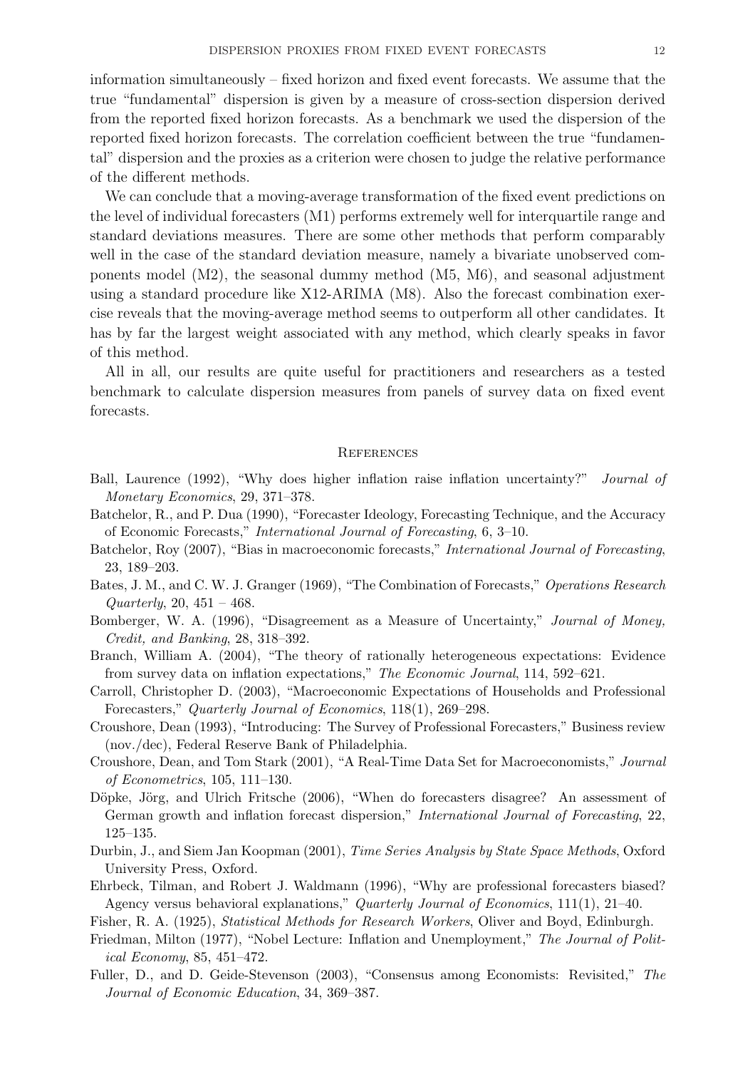information simultaneously – fixed horizon and fixed event forecasts. We assume that the true "fundamental" dispersion is given by a measure of cross-section dispersion derived from the reported fixed horizon forecasts. As a benchmark we used the dispersion of the reported fixed horizon forecasts. The correlation coefficient between the true "fundamental" dispersion and the proxies as a criterion were chosen to judge the relative performance of the different methods.

We can conclude that a moving-average transformation of the fixed event predictions on the level of individual forecasters (M1) performs extremely well for interquartile range and standard deviations measures. There are some other methods that perform comparably well in the case of the standard deviation measure, namely a bivariate unobserved components model (M2), the seasonal dummy method (M5, M6), and seasonal adjustment using a standard procedure like X12-ARIMA (M8). Also the forecast combination exercise reveals that the moving-average method seems to outperform all other candidates. It has by far the largest weight associated with any method, which clearly speaks in favor of this method.

All in all, our results are quite useful for practitioners and researchers as a tested benchmark to calculate dispersion measures from panels of survey data on fixed event forecasts.

## References

Ball, Laurence (1992), "Why does higher inflation raise inflation uncertainty?" *Journal of Monetary Economics*, 29, 371–378.

Batchelor, R., and P. Dua (1990), "Forecaster Ideology, Forecasting Technique, and the Accuracy of Economic Forecasts," *International Journal of Forecasting*, 6, 3–10.

Batchelor, Roy (2007), "Bias in macroeconomic forecasts," *International Journal of Forecasting*, 23, 189–203.

Bates, J. M., and C. W. J. Granger (1969), "The Combination of Forecasts," *Operations Research Quarterly*, 20, 451 – 468.

Bomberger, W. A. (1996), "Disagreement as a Measure of Uncertainty," *Journal of Money, Credit, and Banking*, 28, 318–392.

Branch, William A. (2004), "The theory of rationally heterogeneous expectations: Evidence from survey data on inflation expectations," *The Economic Journal*, 114, 592–621.

Carroll, Christopher D. (2003), "Macroeconomic Expectations of Households and Professional Forecasters," *Quarterly Journal of Economics*, 118(1), 269–298.

Croushore, Dean (1993), "Introducing: The Survey of Professional Forecasters," Business review (nov./dec), Federal Reserve Bank of Philadelphia.

Croushore, Dean, and Tom Stark (2001), "A Real-Time Data Set for Macroeconomists," *Journal of Econometrics*, 105, 111–130.

Döpke, Jörg, and Ulrich Fritsche (2006), "When do forecasters disagree? An assessment of German growth and inflation forecast dispersion," *International Journal of Forecasting*, 22, 125–135.

Durbin, J., and Siem Jan Koopman (2001), *Time Series Analysis by State Space Methods*, Oxford University Press, Oxford.

Ehrbeck, Tilman, and Robert J. Waldmann (1996), "Why are professional forecasters biased? Agency versus behavioral explanations," *Quarterly Journal of Economics*, 111(1), 21–40.

Fisher, R. A. (1925), *Statistical Methods for Research Workers*, Oliver and Boyd, Edinburgh.

Friedman, Milton (1977), "Nobel Lecture: Inflation and Unemployment," *The Journal of Political Economy*, 85, 451–472.

Fuller, D., and D. Geide-Stevenson (2003), "Consensus among Economists: Revisited," *The Journal of Economic Education*, 34, 369–387.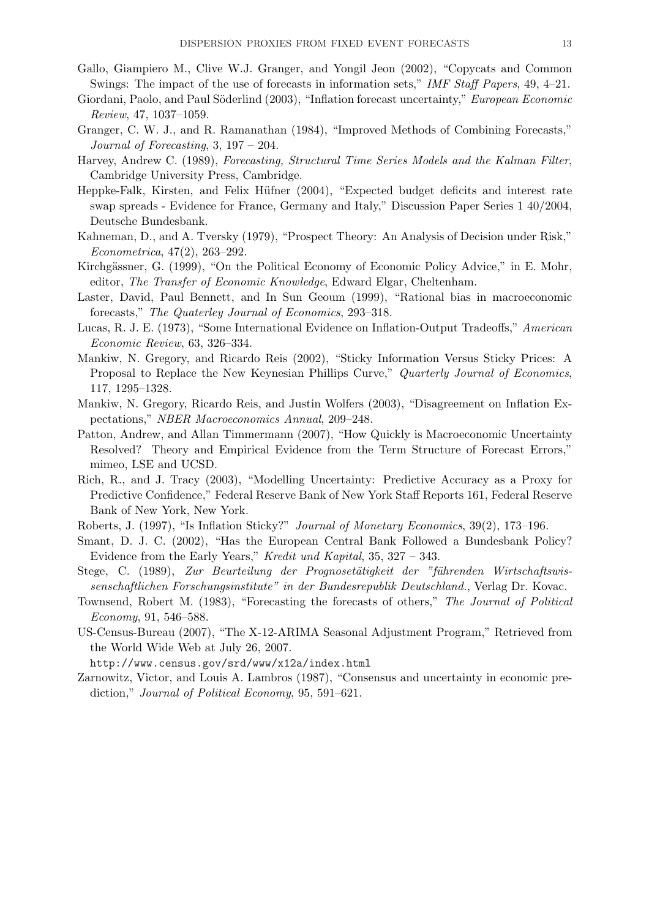Gallo, Giampiero M., Clive W.J. Granger, and Yongil Jeon (2002), "Copycats and Common Swings: The impact of the use of forecasts in information sets," *IMF Staff Papers*, 49, 4–21.

Giordani, Paolo, and Paul Söderlind (2003), "Inflation forecast uncertainty," *European Economic Review*, 47, 1037–1059.

Granger, C. W. J., and R. Ramanathan (1984), "Improved Methods of Combining Forecasts," *Journal of Forecasting*, 3, 197 – 204.

Harvey, Andrew C. (1989), *Forecasting, Structural Time Series Models and the Kalman Filter*, Cambridge University Press, Cambridge.

Heppke-Falk, Kirsten, and Felix Hüfner (2004), "Expected budget deficits and interest rate swap spreads - Evidence for France, Germany and Italy," Discussion Paper Series 1 40/2004, Deutsche Bundesbank.

Kahneman, D., and A. Tversky (1979), "Prospect Theory: An Analysis of Decision under Risk," *Econometrica*, 47(2), 263–292.

Kirchgässner, G. (1999), "On the Political Economy of Economic Policy Advice," in E. Mohr, editor, *The Transfer of Economic Knowledge*, Edward Elgar, Cheltenham.

Laster, David, Paul Bennett, and In Sun Geoum (1999), "Rational bias in macroeconomic forecasts," *The Quaterley Journal of Economics*, 293–318.

Lucas, R. J. E. (1973), "Some International Evidence on Inflation-Output Tradeoffs," *American Economic Review*, 63, 326–334.

Mankiw, N. Gregory, and Ricardo Reis (2002), "Sticky Information Versus Sticky Prices: A Proposal to Replace the New Keynesian Phillips Curve," *Quarterly Journal of Economics*, 117, 1295–1328.

Mankiw, N. Gregory, Ricardo Reis, and Justin Wolfers (2003), "Disagreement on Inflation Expectations," *NBER Macroeconomics Annual*, 209–248.

Patton, Andrew, and Allan Timmermann (2007), "How Quickly is Macroeconomic Uncertainty Resolved? Theory and Empirical Evidence from the Term Structure of Forecast Errors," mimeo, LSE and UCSD.

Rich, R., and J. Tracy (2003), "Modelling Uncertainty: Predictive Accuracy as a Proxy for Predictive Confidence," Federal Reserve Bank of New York Staff Reports 161, Federal Reserve Bank of New York, New York.

Roberts, J. (1997), "Is Inflation Sticky?" *Journal of Monetary Economics*, 39(2), 173–196.

Smant, D. J. C. (2002), "Has the European Central Bank Followed a Bundesbank Policy? Evidence from the Early Years," *Kredit und Kapital*, 35, 327 – 343.

Stege, C. (1989), *Zur Beurteilung der Prognosetätigkeit der "führenden Wirtschaftswissenschaftlichen Forschungsinstitute" in der Bundesrepublik Deutschland.*, Verlag Dr. Kovac.

Townsend, Robert M. (1983), "Forecasting the forecasts of others," *The Journal of Political Economy*, 91, 546–588.

US-Census-Bureau (2007), "The X-12-ARIMA Seasonal Adjustment Program," Retrieved from the World Wide Web at July 26, 2007.
`http://www.census.gov/srd/www/x12a/index.html`

Zarnowitz, Victor, and Louis A. Lambros (1987), "Consensus and uncertainty in economic prediction," *Journal of Political Economy*, 95, 591–621.